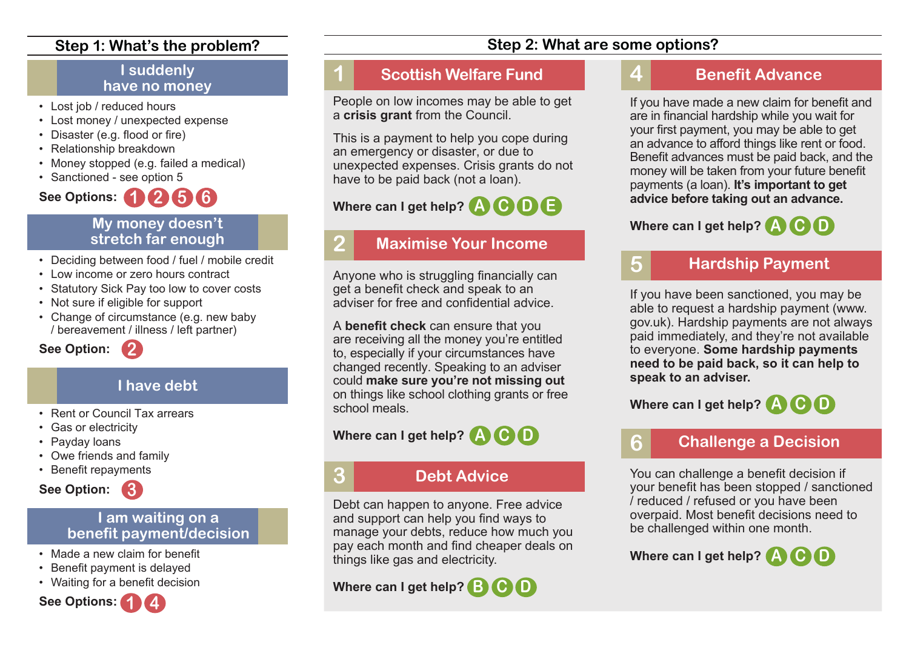## Step 1: What's the problem?

### I suddenly have no money

- Lost job / reduced hours
- Lost money / unexpected expense
- Disaster (e.g. flood or fire)
- Relationship breakdown
- Money stopped (e.g. failed a medical)
- Sanctioned - see option 5

**See Options:** 1 2 5 6

### My money doesn't stretch far enough

- Deciding between food / fuel / mobile credit
- Low income or zero hours contract
- Statutory Sick Pay too low to cover costs
- Not sure if eligible for support
- Change of circumstance (e.g. new baby / bereavement / illness / left partner)

**See Option:** 2

### I have debt

- Rent or Council Tax arrears
- Gas or electricity
- Payday loans
- Owe friends and family
- Benefit repayments

**See Option:** 3

### I am waiting on a benefit payment/decision

- Made a new claim for benefit
- Benefit payment is delayed
- Waiting for a benefit decision

**See Options:** 1 4

## Step 2: What are some options?

### 1 Scottish Welfare Fund

People on low incomes may be able to get a **crisis grant** from the Council.

This is a payment to help you cope during an emergency or disaster, or due to unexpected expenses. Crisis grants do not have to be paid back (not a loan).

**Where can I get help?** A C D E

### 2 Maximise Your Income

Anyone who is struggling financially can get a benefit check and speak to an adviser for free and confidential advice.

A **benefit check** can ensure that you are receiving all the money you're entitled to, especially if your circumstances have changed recently. Speaking to an adviser could **make sure you're not missing out** on things like school clothing grants or free school meals.

**Where can I get help?** A C D

### 3 Debt Advice

Debt can happen to anyone. Free advice and support can help you find ways to manage your debts, reduce how much you pay each month and find cheaper deals on things like gas and electricity.

**Where can I get help?** B C D

### 4 Benefit Advance

If you have made a new claim for benefit and are in financial hardship while you wait for your first payment, you may be able to get an advance to afford things like rent or food. Benefit advances must be paid back, and the money will be taken from your future benefit payments (a loan). **It's important to get advice before taking out an advance.**

**Where can I get help?** A C D

### 5 Hardship Payment

If you have been sanctioned, you may be able to request a hardship payment (www.gov.uk). Hardship payments are not always paid immediately, and they're not available to everyone. **Some hardship payments need to be paid back, so it can help to speak to an adviser.**

**Where can I get help?** A C D

### 6 Challenge a Decision

You can challenge a benefit decision if your benefit has been stopped / sanctioned / reduced / refused or you have been overpaid. Most benefit decisions need to be challenged within one month.

**Where can I get help?** A C D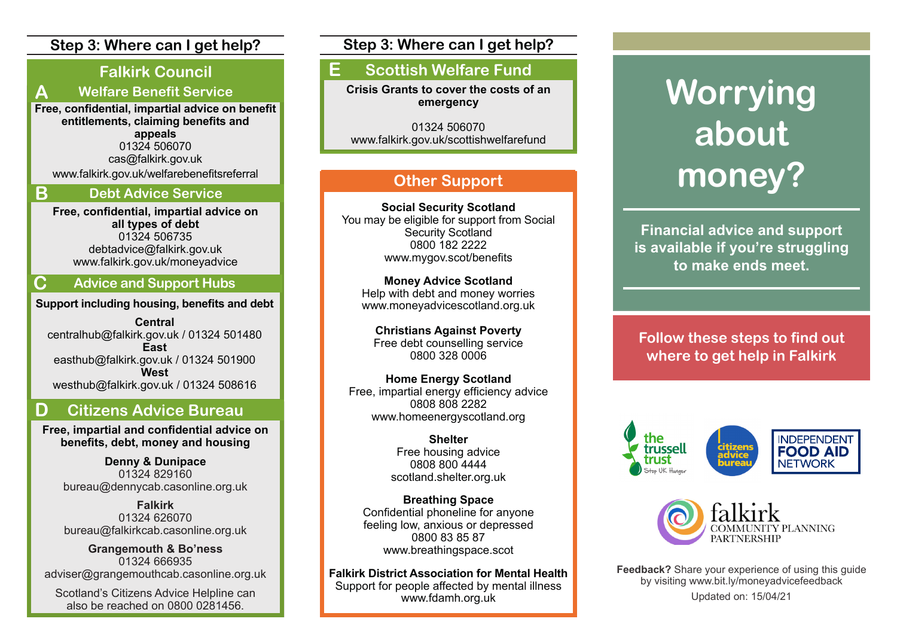## Step 3: Where can I get help?

### Falkirk Council

#### A Welfare Benefit Service

**Free, confidential, impartial advice on benefit entitlements, claiming benefits and appeals**
01324 506070
cas@falkirk.gov.uk
www.falkirk.gov.uk/welfarebenefitsreferral

#### B Debt Advice Service

**Free, confidential, impartial advice on all types of debt**
01324 506735
debtadvice@falkirk.gov.uk
www.falkirk.gov.uk/moneyadvice

#### C Advice and Support Hubs

**Support including housing, benefits and debt**

**Central**
centralhub@falkirk.gov.uk / 01324 501480
**East**
easthub@falkirk.gov.uk / 01324 501900
**West**
westhub@falkirk.gov.uk / 01324 508616

#### D Citizens Advice Bureau

**Free, impartial and confidential advice on benefits, debt, money and housing**

**Denny & Dunipace**
01324 829160
bureau@dennycab.casonline.org.uk

**Falkirk**
01324 626070
bureau@falkirkcab.casonline.org.uk

**Grangemouth & Bo'ness**
01324 666935
adviser@grangemouthcab.casonline.org.uk

Scotland's Citizens Advice Helpline can also be reached on 0800 0281456.

## Step 3: Where can I get help?

#### E Scottish Welfare Fund

**Crisis Grants to cover the costs of an emergency**

01324 506070
www.falkirk.gov.uk/scottishwelfarefund

### Other Support

**Social Security Scotland**
You may be eligible for support from Social Security Scotland
0800 182 2222
www.mygov.scot/benefits

**Money Advice Scotland**
Help with debt and money worries
www.moneyadvicescotland.org.uk

**Christians Against Poverty**
Free debt counselling service
0800 328 0006

**Home Energy Scotland**
Free, impartial energy efficiency advice
0808 808 2282
www.homeenergyscotland.org

**Shelter**
Free housing advice
0808 800 4444
scotland.shelter.org.uk

**Breathing Space**
Confidential phoneline for anyone feeling low, anxious or depressed
0800 83 85 87
www.breathingspace.scot

**Falkirk District Association for Mental Health**
Support for people affected by mental illness
www.fdamh.org.uk

# Worrying about money?

**Financial advice and support is available if you're struggling to make ends meet.**

**Follow these steps to find out where to get help in Falkirk**

the trussell trust — Stop UK Hunger

citizens advice bureau

INDEPENDENT FOOD AID NETWORK

falkirk COMMUNITY PLANNING PARTNERSHIP

**Feedback?** Share your experience of using this guide by visiting www.bit.ly/moneyadvicefeedback

Updated on: 15/04/21